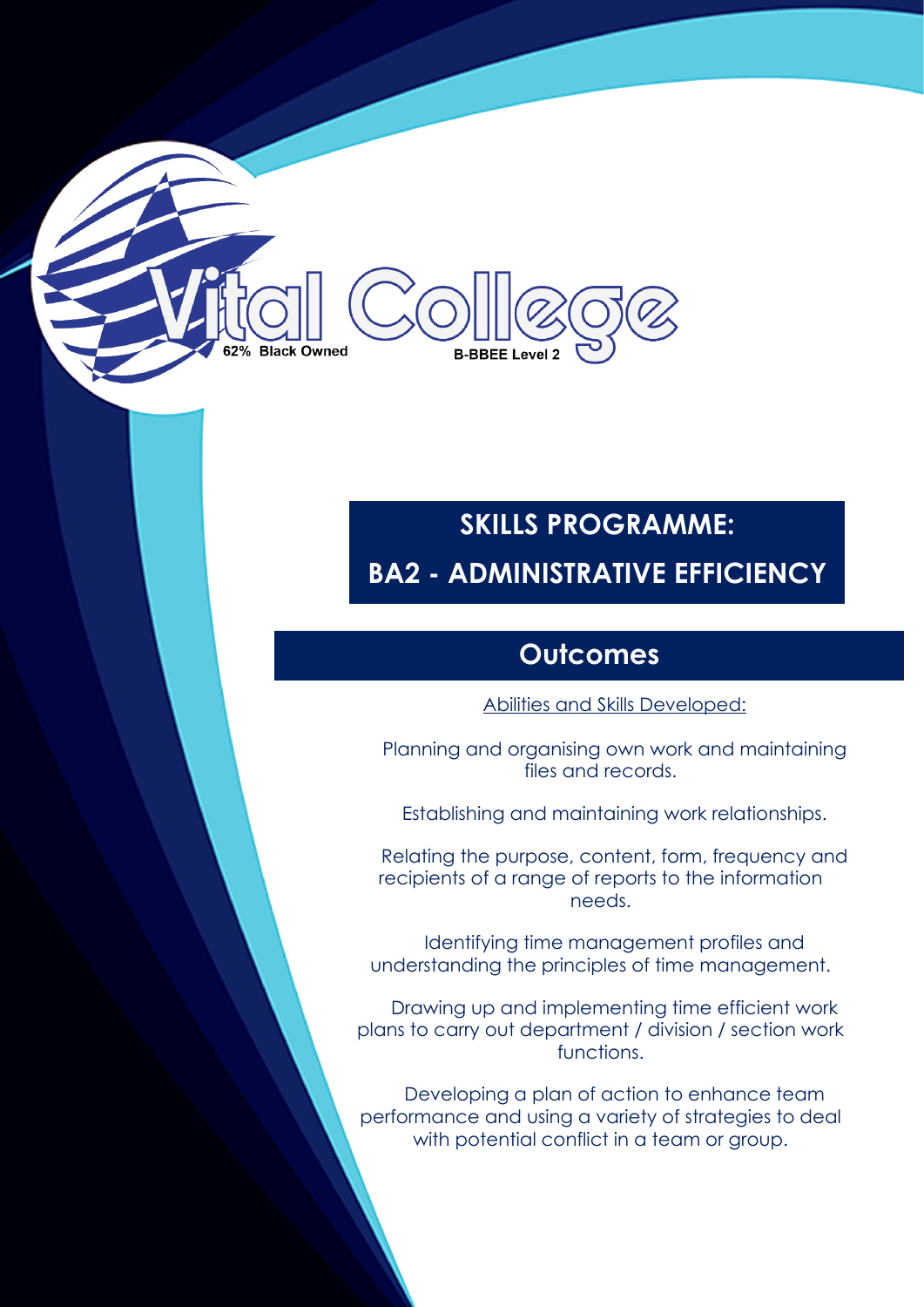Vital College

62% Black Owned

B-BBEE Level 2

# SKILLS PROGRAMME:

# BA2 - ADMINISTRATIVE EFFICIENCY

## Outcomes

Abilities and Skills Developed:

Planning and organising own work and maintaining files and records.

Establishing and maintaining work relationships.

Relating the purpose, content, form, frequency and recipients of a range of reports to the information needs.

Identifying time management profiles and understanding the principles of time management.

Drawing up and implementing time efficient work plans to carry out department / division / section work functions.

Developing a plan of action to enhance team performance and using a variety of strategies to deal with potential conflict in a team or group.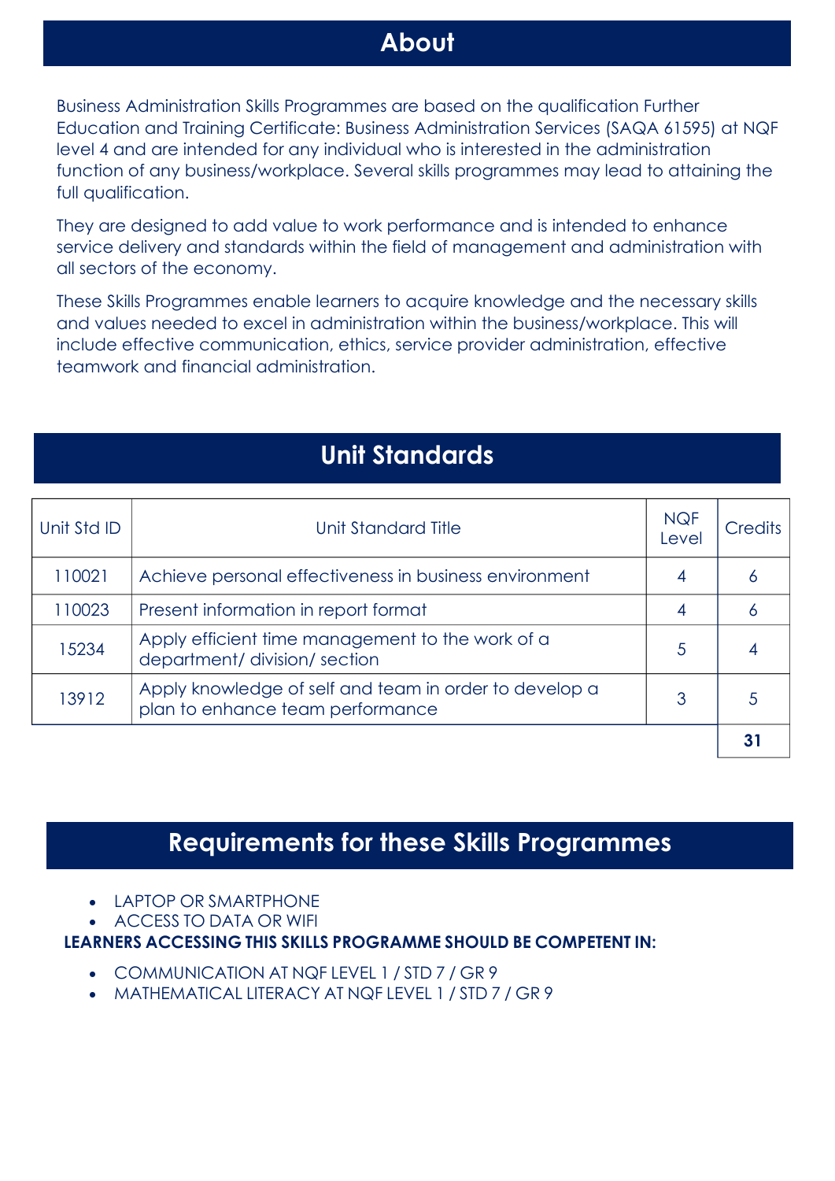## About

Business Administration Skills Programmes are based on the qualification Further Education and Training Certificate: Business Administration Services (SAQA 61595) at NQF level 4 and are intended for any individual who is interested in the administration function of any business/workplace. Several skills programmes may lead to attaining the full qualification.

They are designed to add value to work performance and is intended to enhance service delivery and standards within the field of management and administration with all sectors of the economy.

These Skills Programmes enable learners to acquire knowledge and the necessary skills and values needed to excel in administration within the business/workplace. This will include effective communication, ethics, service provider administration, effective teamwork and financial administration.

## Unit Standards

| Unit Std ID | Unit Standard Title | NQF Level | Credits |
|---|---|---|---|
| 110021 | Achieve personal effectiveness in business environment | 4 | 6 |
| 110023 | Present information in report format | 4 | 6 |
| 15234 | Apply efficient time management to the work of a department/ division/ section | 5 | 4 |
| 13912 | Apply knowledge of self and team in order to develop a plan to enhance team performance | 3 | 5 |
| | | | **31** |

## Requirements for these Skills Programmes

- LAPTOP OR SMARTPHONE
- ACCESS TO DATA OR WIFI

**LEARNERS ACCESSING THIS SKILLS PROGRAMME SHOULD BE COMPETENT IN:**

- COMMUNICATION AT NQF LEVEL 1 / STD 7 / GR 9
- MATHEMATICAL LITERACY AT NQF LEVEL 1 / STD 7 / GR 9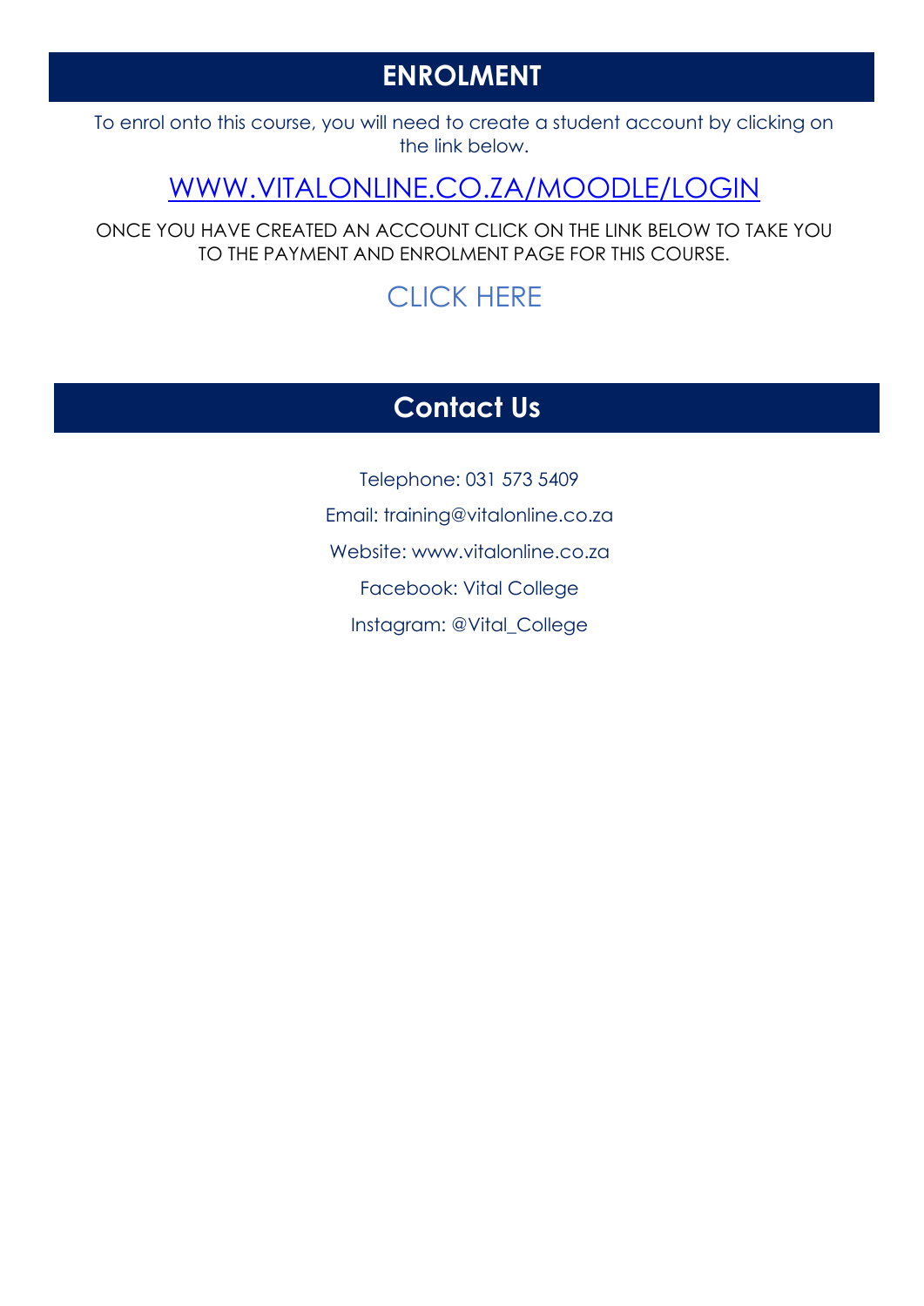## ENROLMENT

To enrol onto this course, you will need to create a student account by clicking on the link below.

WWW.VITALONLINE.CO.ZA/MOODLE/LOGIN

ONCE YOU HAVE CREATED AN ACCOUNT CLICK ON THE LINK BELOW TO TAKE YOU TO THE PAYMENT AND ENROLMENT PAGE FOR THIS COURSE.

CLICK HERE

## Contact Us

Telephone: 031 573 5409

Email: training@vitalonline.co.za

Website: www.vitalonline.co.za

Facebook: Vital College

Instagram: @Vital_College